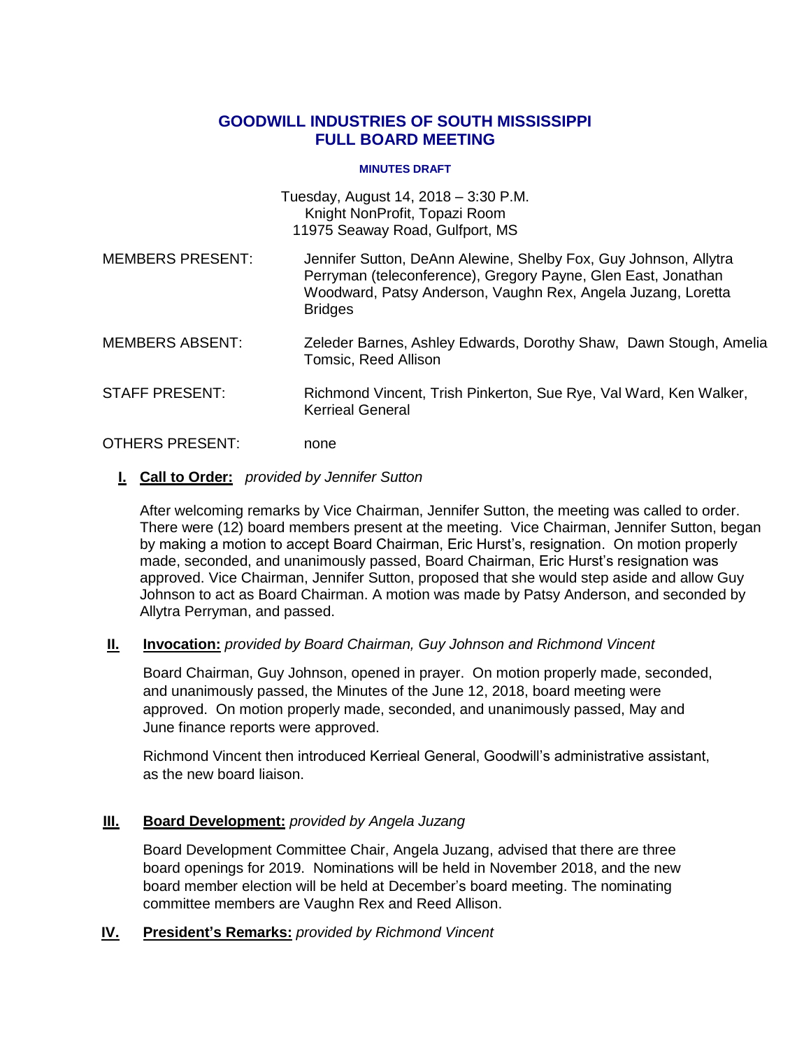# GOODWILL INDUSTRIES OF SOUTH MISSISSIPPI
# FULL BOARD MEETING

**MINUTES DRAFT**

Tuesday, August 14, 2018 – 3:30 P.M.
Knight NonProfit, Topazi Room
11975 Seaway Road, Gulfport, MS

| | |
|---|---|
| MEMBERS PRESENT: | Jennifer Sutton, DeAnn Alewine, Shelby Fox, Guy Johnson, Allytra Perryman (teleconference), Gregory Payne, Glen East, Jonathan Woodward, Patsy Anderson, Vaughn Rex, Angela Juzang, Loretta Bridges |
| MEMBERS ABSENT: | Zeleder Barnes, Ashley Edwards, Dorothy Shaw, Dawn Stough, Amelia Tomsic, Reed Allison |
| STAFF PRESENT: | Richmond Vincent, Trish Pinkerton, Sue Rye, Val Ward, Ken Walker, Kerrieal General |
| OTHERS PRESENT: | none |

**I. Call to Order:** *provided by Jennifer Sutton*

After welcoming remarks by Vice Chairman, Jennifer Sutton, the meeting was called to order. There were (12) board members present at the meeting. Vice Chairman, Jennifer Sutton, began by making a motion to accept Board Chairman, Eric Hurst's, resignation. On motion properly made, seconded, and unanimously passed, Board Chairman, Eric Hurst's resignation was approved. Vice Chairman, Jennifer Sutton, proposed that she would step aside and allow Guy Johnson to act as Board Chairman. A motion was made by Patsy Anderson, and seconded by Allytra Perryman, and passed.

**II. Invocation:** *provided by Board Chairman, Guy Johnson and Richmond Vincent*

Board Chairman, Guy Johnson, opened in prayer. On motion properly made, seconded, and unanimously passed, the Minutes of the June 12, 2018, board meeting were approved. On motion properly made, seconded, and unanimously passed, May and June finance reports were approved.

Richmond Vincent then introduced Kerrieal General, Goodwill's administrative assistant, as the new board liaison.

**III. Board Development:** *provided by Angela Juzang*

Board Development Committee Chair, Angela Juzang, advised that there are three board openings for 2019. Nominations will be held in November 2018, and the new board member election will be held at December's board meeting. The nominating committee members are Vaughn Rex and Reed Allison.

**IV. President's Remarks:** *provided by Richmond Vincent*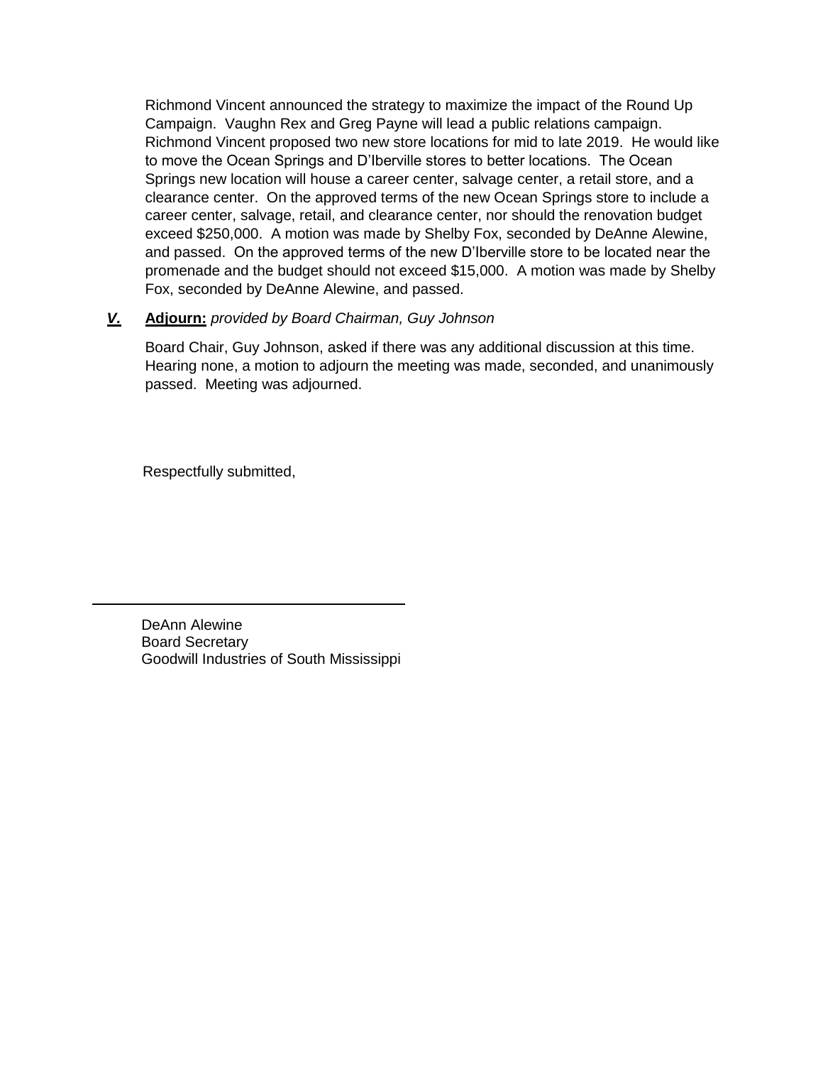Richmond Vincent announced the strategy to maximize the impact of the Round Up Campaign. Vaughn Rex and Greg Payne will lead a public relations campaign. Richmond Vincent proposed two new store locations for mid to late 2019. He would like to move the Ocean Springs and D'Iberville stores to better locations. The Ocean Springs new location will house a career center, salvage center, a retail store, and a clearance center. On the approved terms of the new Ocean Springs store to include a career center, salvage, retail, and clearance center, nor should the renovation budget exceed $250,000. A motion was made by Shelby Fox, seconded by DeAnne Alewine, and passed. On the approved terms of the new D'Iberville store to be located near the promenade and the budget should not exceed $15,000. A motion was made by Shelby Fox, seconded by DeAnne Alewine, and passed.

***V.*** **Adjourn:** *provided by Board Chairman, Guy Johnson*

Board Chair, Guy Johnson, asked if there was any additional discussion at this time. Hearing none, a motion to adjourn the meeting was made, seconded, and unanimously passed. Meeting was adjourned.

Respectfully submitted,

\_\_\_\_\_\_\_\_\_\_\_\_\_\_\_\_\_\_\_\_\_\_\_\_\_\_\_\_\_\_\_\_\_\_\_\_

DeAnn Alewine
Board Secretary
Goodwill Industries of South Mississippi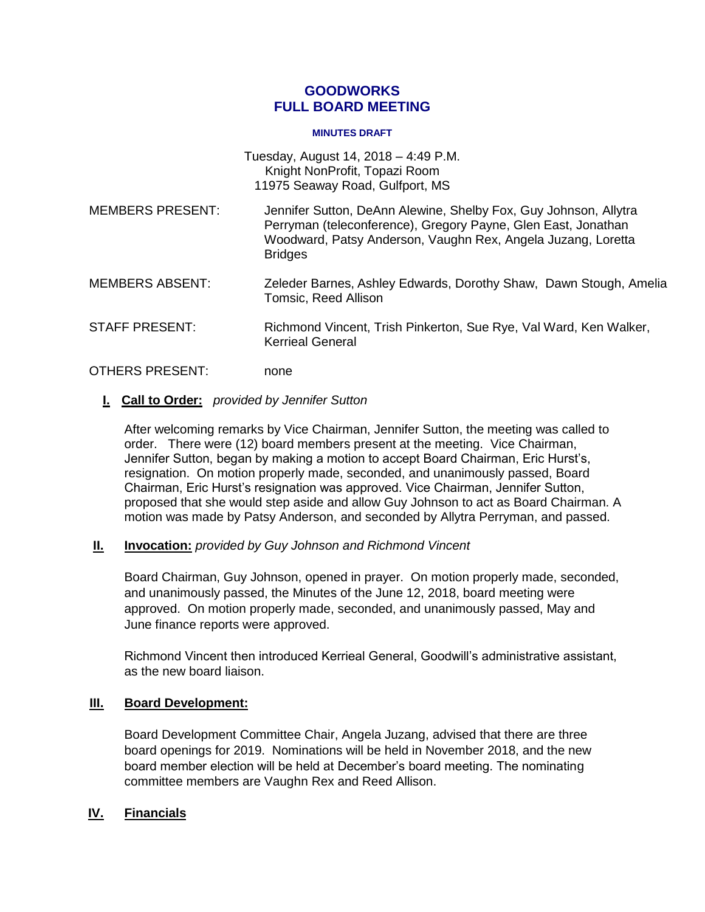# GOODWORKS
# FULL BOARD MEETING

#### MINUTES DRAFT

Tuesday, August 14, 2018 – 4:49 P.M.
Knight NonProfit, Topazi Room
11975 Seaway Road, Gulfport, MS

| | |
|---|---|
| MEMBERS PRESENT: | Jennifer Sutton, DeAnn Alewine, Shelby Fox, Guy Johnson, Allytra Perryman (teleconference), Gregory Payne, Glen East, Jonathan Woodward, Patsy Anderson, Vaughn Rex, Angela Juzang, Loretta Bridges |
| MEMBERS ABSENT: | Zeleder Barnes, Ashley Edwards, Dorothy Shaw, Dawn Stough, Amelia Tomsic, Reed Allison |
| STAFF PRESENT: | Richmond Vincent, Trish Pinkerton, Sue Rye, Val Ward, Ken Walker, Kerrieal General |
| OTHERS PRESENT: | none |

## I. Call to Order: *provided by Jennifer Sutton*

After welcoming remarks by Vice Chairman, Jennifer Sutton, the meeting was called to order. There were (12) board members present at the meeting. Vice Chairman, Jennifer Sutton, began by making a motion to accept Board Chairman, Eric Hurst's, resignation. On motion properly made, seconded, and unanimously passed, Board Chairman, Eric Hurst's resignation was approved. Vice Chairman, Jennifer Sutton, proposed that she would step aside and allow Guy Johnson to act as Board Chairman. A motion was made by Patsy Anderson, and seconded by Allytra Perryman, and passed.

## II. Invocation: *provided by Guy Johnson and Richmond Vincent*

Board Chairman, Guy Johnson, opened in prayer. On motion properly made, seconded, and unanimously passed, the Minutes of the June 12, 2018, board meeting were approved. On motion properly made, seconded, and unanimously passed, May and June finance reports were approved.

Richmond Vincent then introduced Kerrieal General, Goodwill's administrative assistant, as the new board liaison.

## III. Board Development:

Board Development Committee Chair, Angela Juzang, advised that there are three board openings for 2019. Nominations will be held in November 2018, and the new board member election will be held at December's board meeting. The nominating committee members are Vaughn Rex and Reed Allison.

## IV. Financials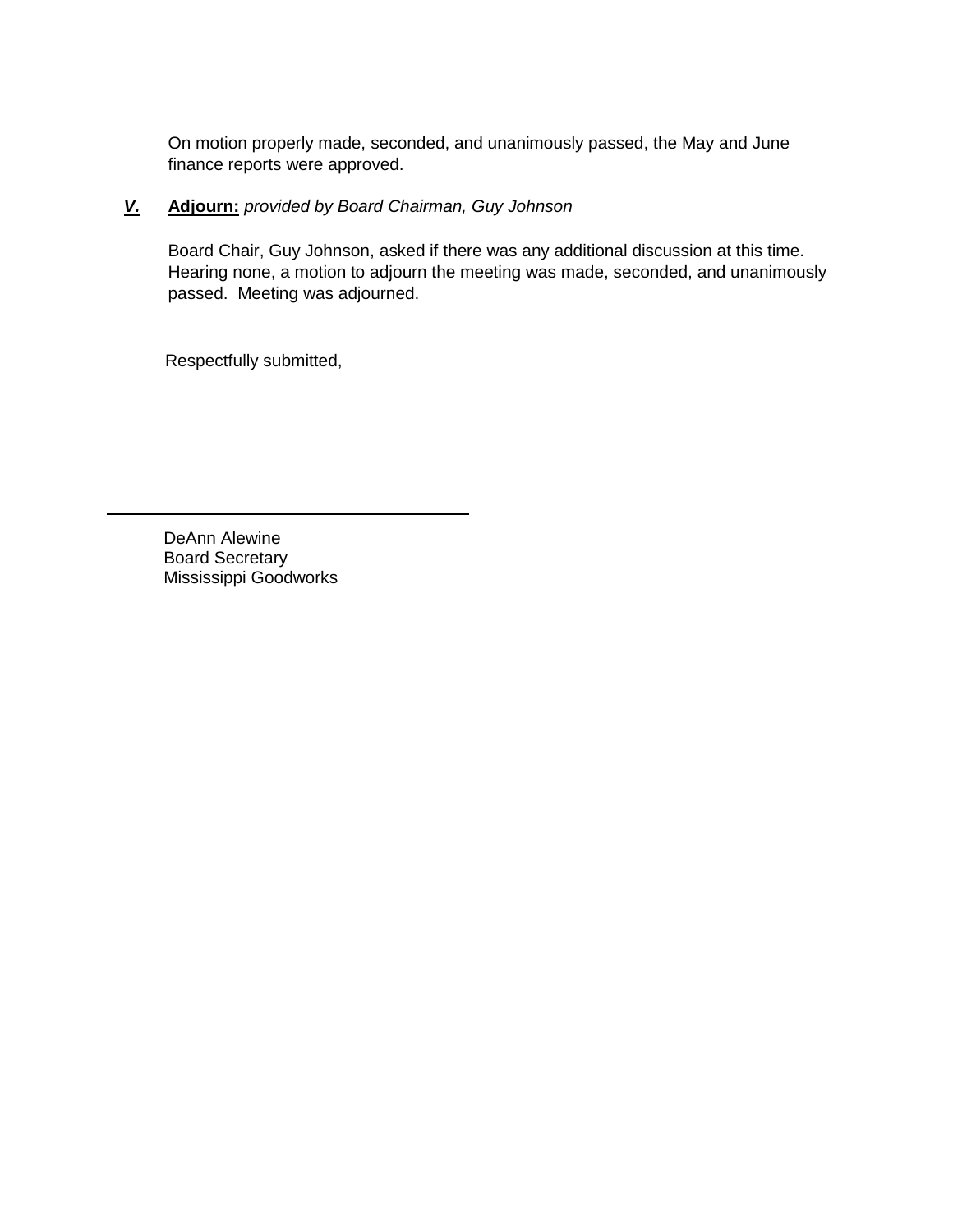On motion properly made, seconded, and unanimously passed, the May and June finance reports were approved.

## ***V.*** **Adjourn:** *provided by Board Chairman, Guy Johnson*

Board Chair, Guy Johnson, asked if there was any additional discussion at this time. Hearing none, a motion to adjourn the meeting was made, seconded, and unanimously passed. Meeting was adjourned.

Respectfully submitted,

\_\_\_\_\_\_\_\_\_\_\_\_\_\_\_\_\_\_\_\_\_\_\_\_\_\_\_\_\_\_\_\_\_\_\_\_

DeAnn Alewine
Board Secretary
Mississippi Goodworks